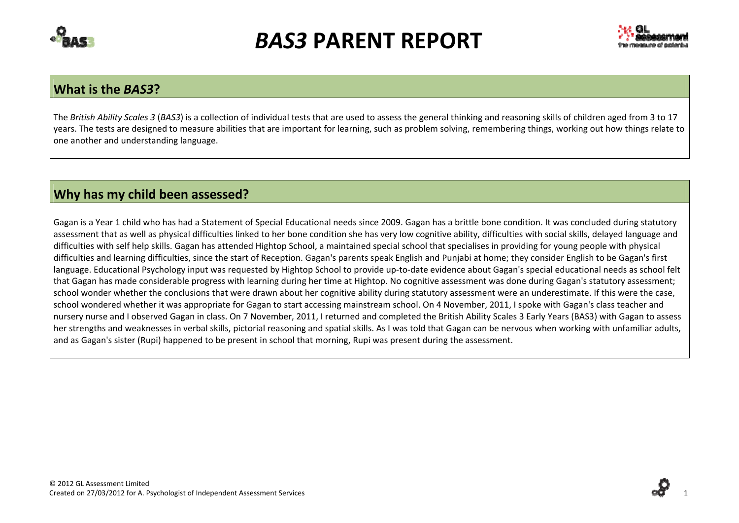# *BAS3* PARENT REPORT

## What is the *BAS3*?

The *British Ability Scales 3* (*BAS3*) is a collection of individual tests that are used to assess the general thinking and reasoning skills of children aged from 3 to 17 years. The tests are designed to measure abilities that are important for learning, such as problem solving, remembering things, working out how things relate to one another and understanding language.

## Why has my child been assessed?

Gagan is a Year 1 child who has had a Statement of Special Educational needs since 2009. Gagan has a brittle bone condition. It was concluded during statutory assessment that as well as physical difficulties linked to her bone condition she has very low cognitive ability, difficulties with social skills, delayed language and difficulties with self help skills. Gagan has attended Hightop School, a maintained special school that specialises in providing for young people with physical difficulties and learning difficulties, since the start of Reception. Gagan's parents speak English and Punjabi at home; they consider English to be Gagan's first language. Educational Psychology input was requested by Hightop School to provide up-to-date evidence about Gagan's special educational needs as school felt that Gagan has made considerable progress with learning during her time at Hightop. No cognitive assessment was done during Gagan's statutory assessment; school wonder whether the conclusions that were drawn about her cognitive ability during statutory assessment were an underestimate. If this were the case, school wondered whether it was appropriate for Gagan to start accessing mainstream school. On 4 November, 2011, I spoke with Gagan's class teacher and nursery nurse and I observed Gagan in class. On 7 November, 2011, I returned and completed the British Ability Scales 3 Early Years (BAS3) with Gagan to assess her strengths and weaknesses in verbal skills, pictorial reasoning and spatial skills. As I was told that Gagan can be nervous when working with unfamiliar adults, and as Gagan's sister (Rupi) happened to be present in school that morning, Rupi was present during the assessment.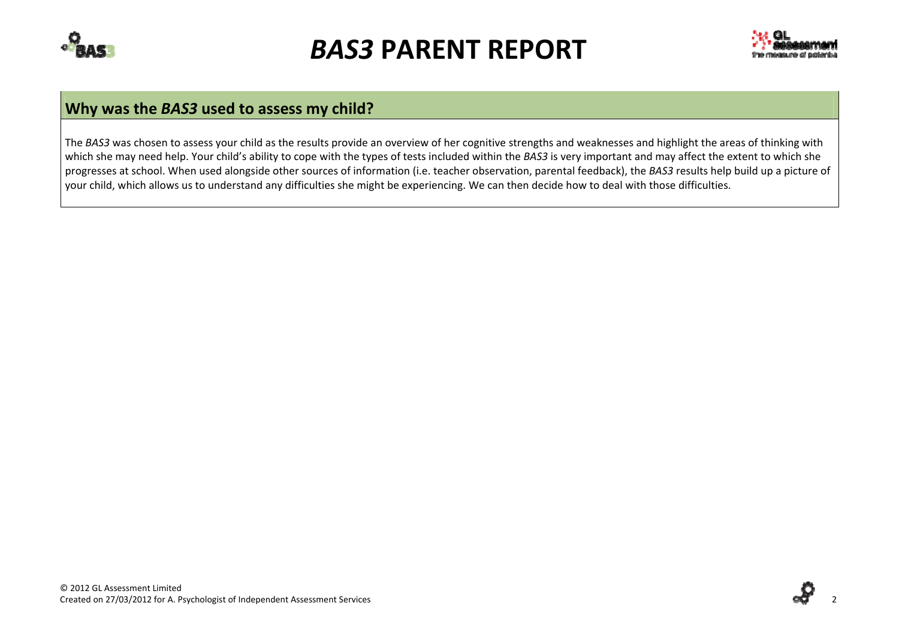# *BAS3* PARENT REPORT

## Why was the *BAS3* used to assess my child?

The *BAS3* was chosen to assess your child as the results provide an overview of her cognitive strengths and weaknesses and highlight the areas of thinking with which she may need help. Your child's ability to cope with the types of tests included within the *BAS3* is very important and may affect the extent to which she progresses at school. When used alongside other sources of information (i.e. teacher observation, parental feedback), the *BAS3* results help build up a picture of your child, which allows us to understand any difficulties she might be experiencing. We can then decide how to deal with those difficulties.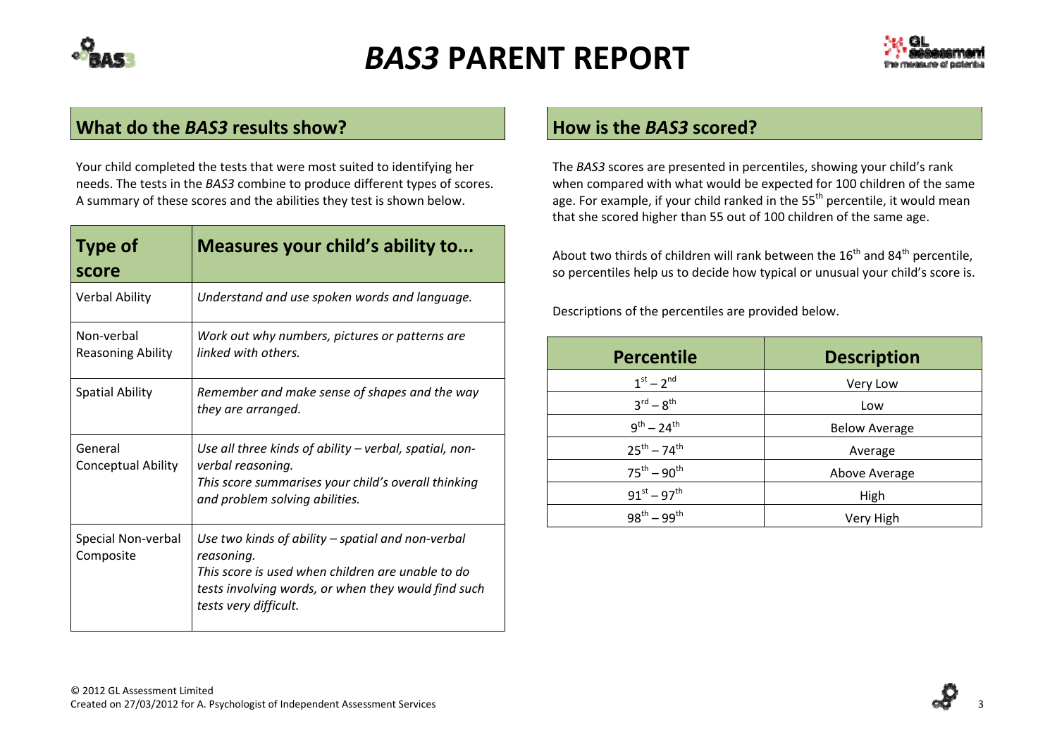# *BAS3* PARENT REPORT

## What do the *BAS3* results show?

Your child completed the tests that were most suited to identifying her needs. The tests in the *BAS3* combine to produce different types of scores. A summary of these scores and the abilities they test is shown below.

| Type of score | Measures your child's ability to... |
|---|---|
| Verbal Ability | *Understand and use spoken words and language.* |
| Non-verbal Reasoning Ability | *Work out why numbers, pictures or patterns are linked with others.* |
| Spatial Ability | *Remember and make sense of shapes and the way they are arranged.* |
| General Conceptual Ability | *Use all three kinds of ability – verbal, spatial, non-verbal reasoning.* *This score summarises your child's overall thinking and problem solving abilities.* |
| Special Non-verbal Composite | *Use two kinds of ability – spatial and non-verbal reasoning.* *This score is used when children are unable to do tests involving words, or when they would find such tests very difficult.* |

## How is the *BAS3* scored?

The *BAS3* scores are presented in percentiles, showing your child's rank when compared with what would be expected for 100 children of the same age. For example, if your child ranked in the 55th percentile, it would mean that she scored higher than 55 out of 100 children of the same age.

About two thirds of children will rank between the 16th and 84th percentile, so percentiles help us to decide how typical or unusual your child's score is.

Descriptions of the percentiles are provided below.

| Percentile | Description |
|---|---|
| 1st – 2nd | Very Low |
| 3rd – 8th | Low |
| 9th – 24th | Below Average |
| 25th – 74th | Average |
| 75th – 90th | Above Average |
| 91st – 97th | High |
| 98th – 99th | Very High |

© 2012 GL Assessment Limited
Created on 27/03/2012 for A. Psychologist of Independent Assessment Services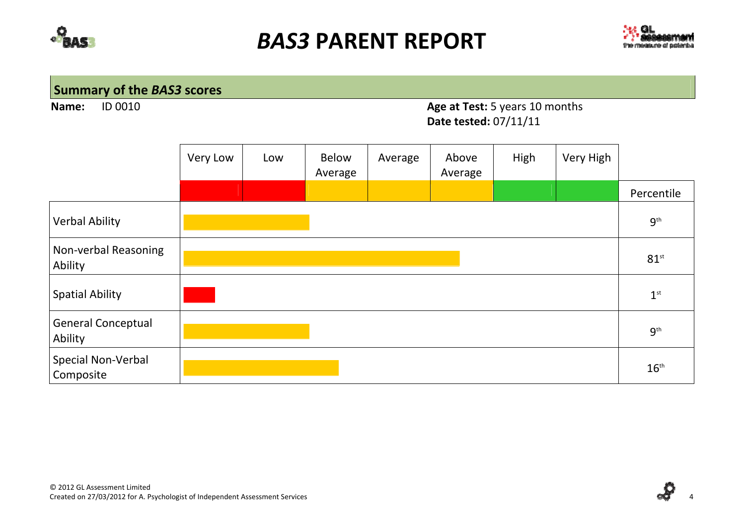# *BAS3* PARENT REPORT

## Summary of the *BAS3* scores

**Name:** ID 0010

**Age at Test:** 5 years 10 months
**Date tested:** 07/11/11

| | Very Low | Low | Below Average | Average | Above Average | High | Very High | Percentile |
|---|---|---|---|---|---|---|---|---|
| Verbal Ability | | | | | | | | 9th |
| Non-verbal Reasoning Ability | | | | | | | | 81st |
| Spatial Ability | | | | | | | | 1st |
| General Conceptual Ability | | | | | | | | 9th |
| Special Non-Verbal Composite | | | | | | | | 16th |

© 2012 GL Assessment Limited
Created on 27/03/2012 for A. Psychologist of Independent Assessment Services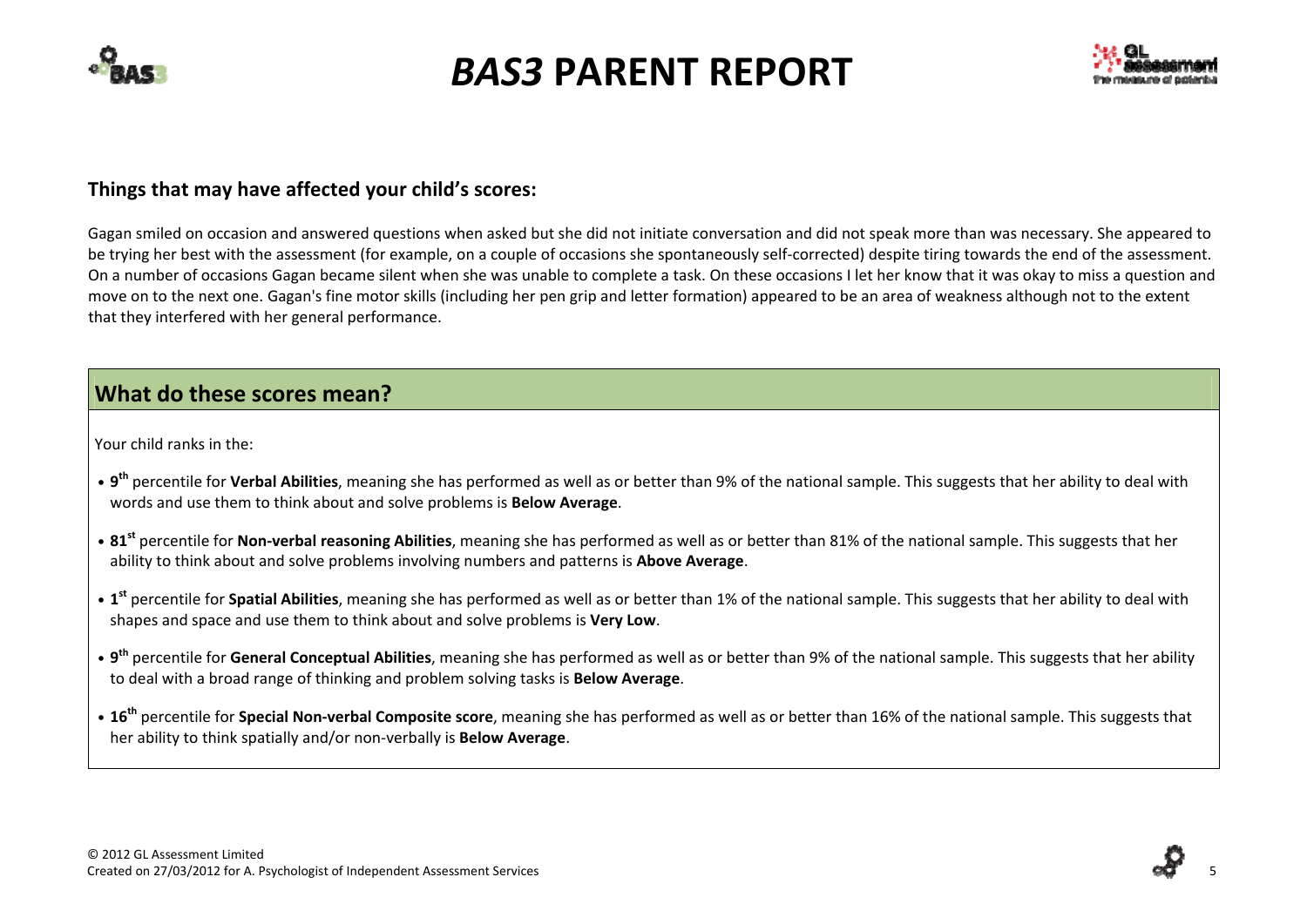## Things that may have affected your child's scores:

Gagan smiled on occasion and answered questions when asked but she did not initiate conversation and did not speak more than was necessary. She appeared to be trying her best with the assessment (for example, on a couple of occasions she spontaneously self-corrected) despite tiring towards the end of the assessment. On a number of occasions Gagan became silent when she was unable to complete a task. On these occasions I let her know that it was okay to miss a question and move on to the next one. Gagan's fine motor skills (including her pen grip and letter formation) appeared to be an area of weakness although not to the extent that they interfered with her general performance.

## What do these scores mean?

Your child ranks in the:

- **9th** percentile for **Verbal Abilities**, meaning she has performed as well as or better than 9% of the national sample. This suggests that her ability to deal with words and use them to think about and solve problems is **Below Average**.
- **81st** percentile for **Non-verbal reasoning Abilities**, meaning she has performed as well as or better than 81% of the national sample. This suggests that her ability to think about and solve problems involving numbers and patterns is **Above Average**.
- **1st** percentile for **Spatial Abilities**, meaning she has performed as well as or better than 1% of the national sample. This suggests that her ability to deal with shapes and space and use them to think about and solve problems is **Very Low**.
- **9th** percentile for **General Conceptual Abilities**, meaning she has performed as well as or better than 9% of the national sample. This suggests that her ability to deal with a broad range of thinking and problem solving tasks is **Below Average**.
- **16th** percentile for **Special Non-verbal Composite score**, meaning she has performed as well as or better than 16% of the national sample. This suggests that her ability to think spatially and/or non-verbally is **Below Average**.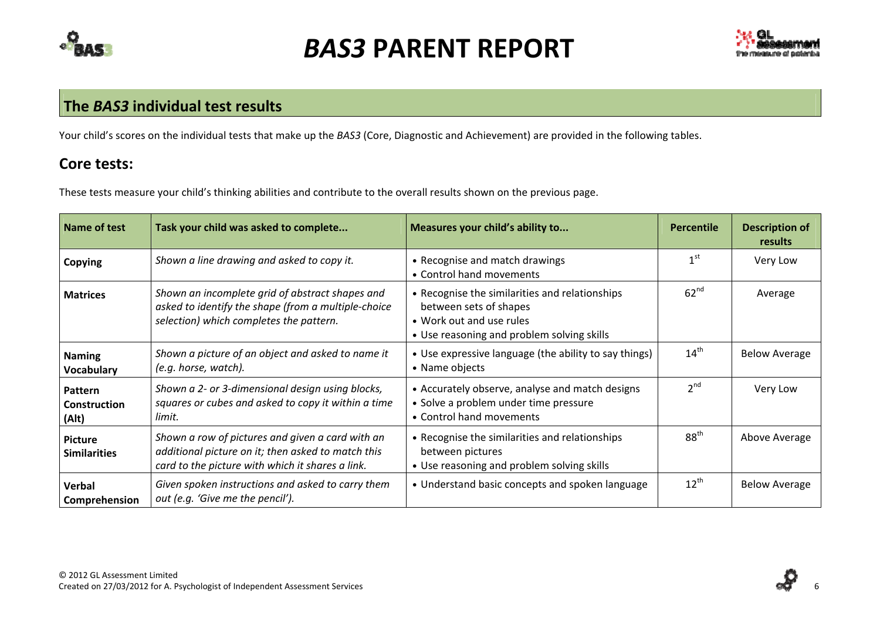# *BAS3* PARENT REPORT

## The *BAS3* individual test results

Your child's scores on the individual tests that make up the *BAS3* (Core, Diagnostic and Achievement) are provided in the following tables.

### Core tests:

These tests measure your child's thinking abilities and contribute to the overall results shown on the previous page.

| Name of test | Task your child was asked to complete... | Measures your child's ability to... | Percentile | Description of results |
|---|---|---|---|---|
| **Copying** | *Shown a line drawing and asked to copy it.* | • Recognise and match drawings<br>• Control hand movements | 1st | Very Low |
| **Matrices** | *Shown an incomplete grid of abstract shapes and asked to identify the shape (from a multiple-choice selection) which completes the pattern.* | • Recognise the similarities and relationships between sets of shapes<br>• Work out and use rules<br>• Use reasoning and problem solving skills | 62nd | Average |
| **Naming Vocabulary** | *Shown a picture of an object and asked to name it (e.g. horse, watch).* | • Use expressive language (the ability to say things)<br>• Name objects | 14th | Below Average |
| **Pattern Construction (Alt)** | *Shown a 2- or 3-dimensional design using blocks, squares or cubes and asked to copy it within a time limit.* | • Accurately observe, analyse and match designs<br>• Solve a problem under time pressure<br>• Control hand movements | 2nd | Very Low |
| **Picture Similarities** | *Shown a row of pictures and given a card with an additional picture on it; then asked to match this card to the picture with which it shares a link.* | • Recognise the similarities and relationships between pictures<br>• Use reasoning and problem solving skills | 88th | Above Average |
| **Verbal Comprehension** | *Given spoken instructions and asked to carry them out (e.g. 'Give me the pencil').* | • Understand basic concepts and spoken language | 12th | Below Average |

© 2012 GL Assessment Limited
Created on 27/03/2012 for A. Psychologist of Independent Assessment Services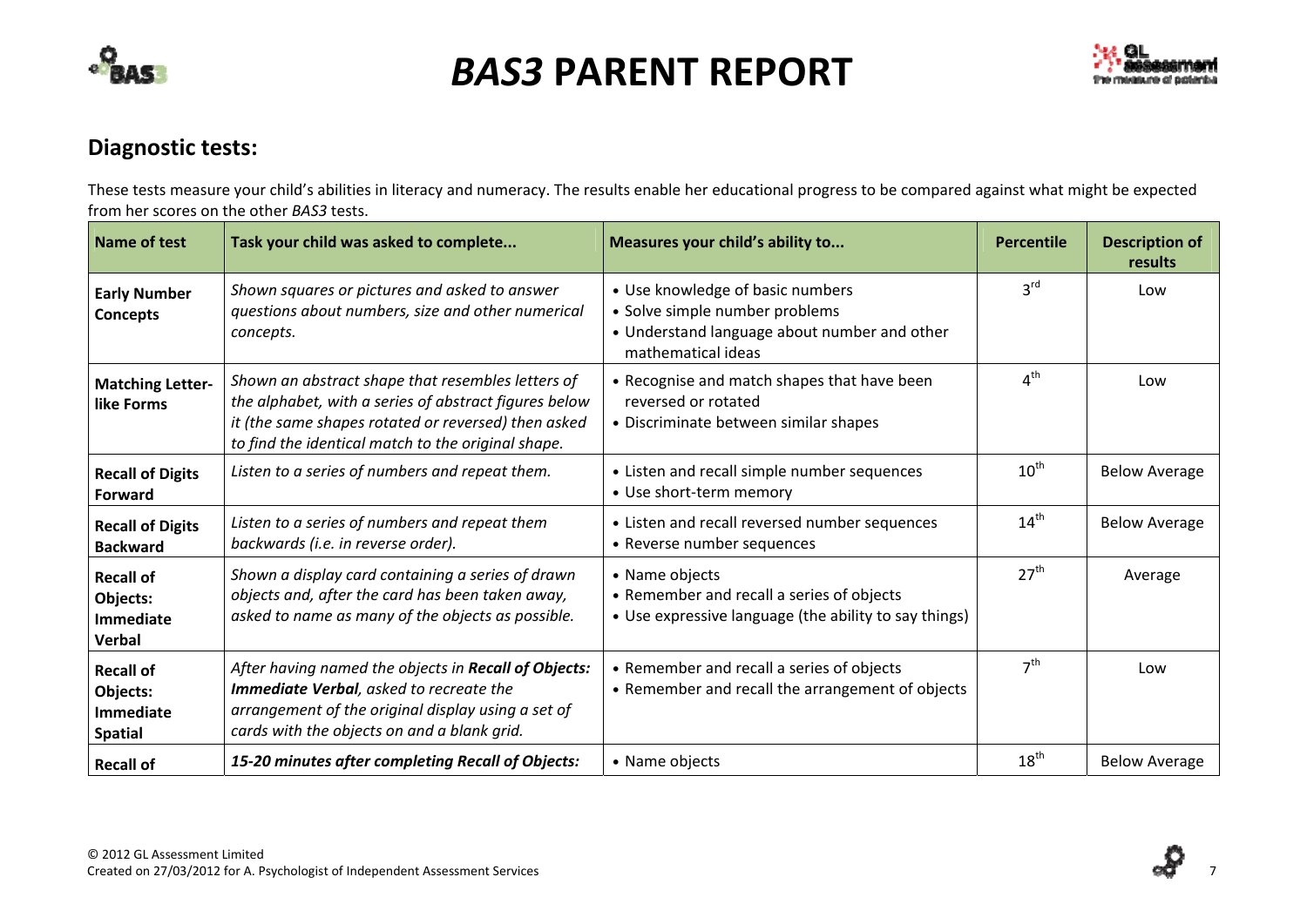# *BAS3* PARENT REPORT

## Diagnostic tests:

These tests measure your child's abilities in literacy and numeracy. The results enable her educational progress to be compared against what might be expected from her scores on the other *BAS3* tests.

| Name of test | Task your child was asked to complete... | Measures your child's ability to... | Percentile | Description of results |
|---|---|---|---|---|
| **Early Number Concepts** | *Shown squares or pictures and asked to answer questions about numbers, size and other numerical concepts.* | • Use knowledge of basic numbers<br>• Solve simple number problems<br>• Understand language about number and other mathematical ideas | 3rd | Low |
| **Matching Letter-like Forms** | *Shown an abstract shape that resembles letters of the alphabet, with a series of abstract figures below it (the same shapes rotated or reversed) then asked to find the identical match to the original shape.* | • Recognise and match shapes that have been reversed or rotated<br>• Discriminate between similar shapes | 4th | Low |
| **Recall of Digits Forward** | *Listen to a series of numbers and repeat them.* | • Listen and recall simple number sequences<br>• Use short-term memory | 10th | Below Average |
| **Recall of Digits Backward** | *Listen to a series of numbers and repeat them backwards (i.e. in reverse order).* | • Listen and recall reversed number sequences<br>• Reverse number sequences | 14th | Below Average |
| **Recall of Objects: Immediate Verbal** | *Shown a display card containing a series of drawn objects and, after the card has been taken away, asked to name as many of the objects as possible.* | • Name objects<br>• Remember and recall a series of objects<br>• Use expressive language (the ability to say things) | 27th | Average |
| **Recall of Objects: Immediate Spatial** | *After having named the objects in **Recall of Objects: Immediate Verbal**, asked to recreate the arrangement of the original display using a set of cards with the objects on and a blank grid.* | • Remember and recall a series of objects<br>• Remember and recall the arrangement of objects | 7th | Low |
| **Recall of** | ***15-20 minutes after completing Recall of Objects:*** | • Name objects | 18th | Below Average |

© 2012 GL Assessment Limited
Created on 27/03/2012 for A. Psychologist of Independent Assessment Services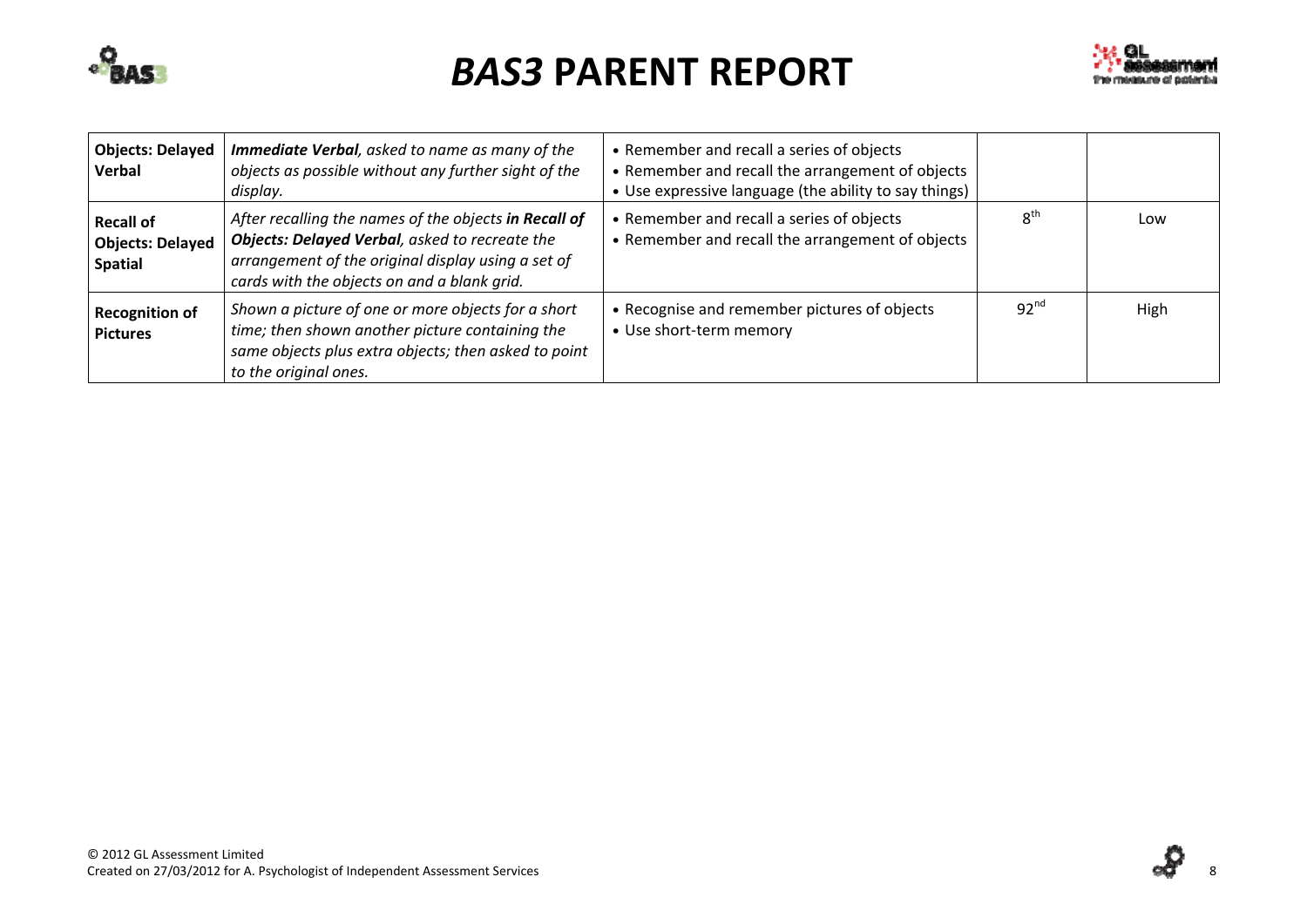# *BAS3* PARENT REPORT

| | | | | |
|---|---|---|---|---|
| **Objects: Delayed Verbal** | ***Immediate Verbal**, asked to name as many of the objects as possible without any further sight of the display.* | • Remember and recall a series of objects<br>• Remember and recall the arrangement of objects<br>• Use expressive language (the ability to say things) | | |
| **Recall of Objects: Delayed Spatial** | *After recalling the names of the objects **in Recall of Objects: Delayed Verbal**, asked to recreate the arrangement of the original display using a set of cards with the objects on and a blank grid.* | • Remember and recall a series of objects<br>• Remember and recall the arrangement of objects | 8th | Low |
| **Recognition of Pictures** | *Shown a picture of one or more objects for a short time; then shown another picture containing the same objects plus extra objects; then asked to point to the original ones.* | • Recognise and remember pictures of objects<br>• Use short-term memory | 92nd | High |

© 2012 GL Assessment Limited
Created on 27/03/2012 for A. Psychologist of Independent Assessment Services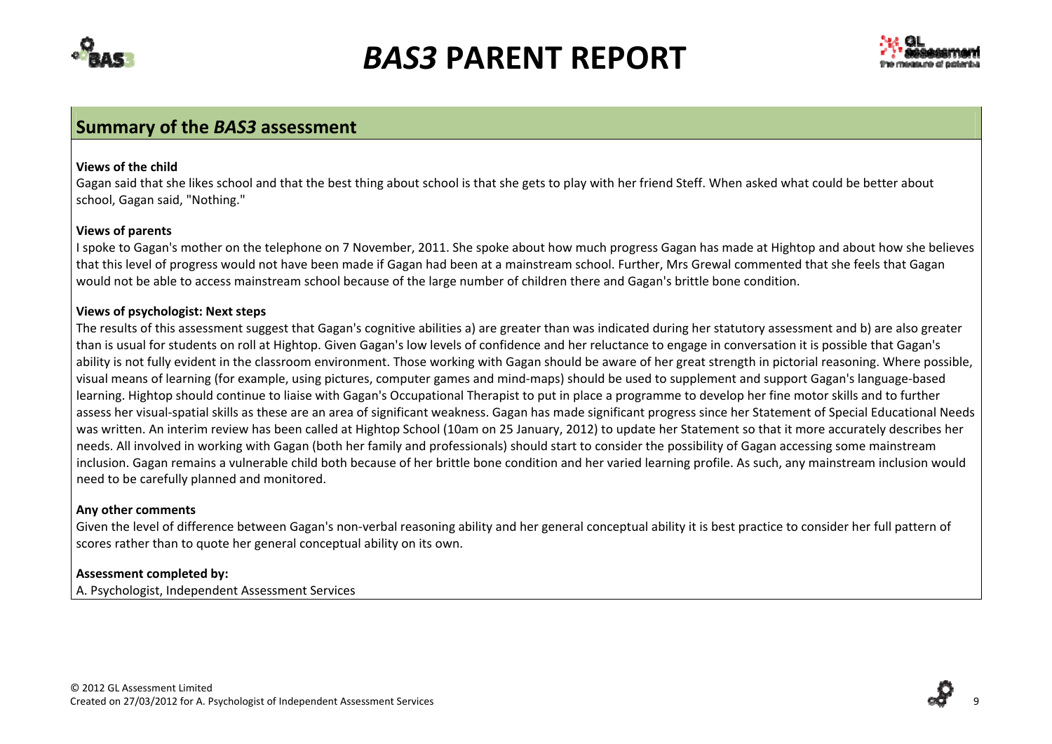# *BAS3* PARENT REPORT

## Summary of the *BAS3* assessment

**Views of the child**

Gagan said that she likes school and that the best thing about school is that she gets to play with her friend Steff. When asked what could be better about school, Gagan said, "Nothing."

**Views of parents**

I spoke to Gagan's mother on the telephone on 7 November, 2011. She spoke about how much progress Gagan has made at Hightop and about how she believes that this level of progress would not have been made if Gagan had been at a mainstream school. Further, Mrs Grewal commented that she feels that Gagan would not be able to access mainstream school because of the large number of children there and Gagan's brittle bone condition.

**Views of psychologist: Next steps**

The results of this assessment suggest that Gagan's cognitive abilities a) are greater than was indicated during her statutory assessment and b) are also greater than is usual for students on roll at Hightop. Given Gagan's low levels of confidence and her reluctance to engage in conversation it is possible that Gagan's ability is not fully evident in the classroom environment. Those working with Gagan should be aware of her great strength in pictorial reasoning. Where possible, visual means of learning (for example, using pictures, computer games and mind-maps) should be used to supplement and support Gagan's language-based learning. Hightop should continue to liaise with Gagan's Occupational Therapist to put in place a programme to develop her fine motor skills and to further assess her visual-spatial skills as these are an area of significant weakness. Gagan has made significant progress since her Statement of Special Educational Needs was written. An interim review has been called at Hightop School (10am on 25 January, 2012) to update her Statement so that it more accurately describes her needs. All involved in working with Gagan (both her family and professionals) should start to consider the possibility of Gagan accessing some mainstream inclusion. Gagan remains a vulnerable child both because of her brittle bone condition and her varied learning profile. As such, any mainstream inclusion would need to be carefully planned and monitored.

**Any other comments**

Given the level of difference between Gagan's non-verbal reasoning ability and her general conceptual ability it is best practice to consider her full pattern of scores rather than to quote her general conceptual ability on its own.

**Assessment completed by:**

A. Psychologist, Independent Assessment Services